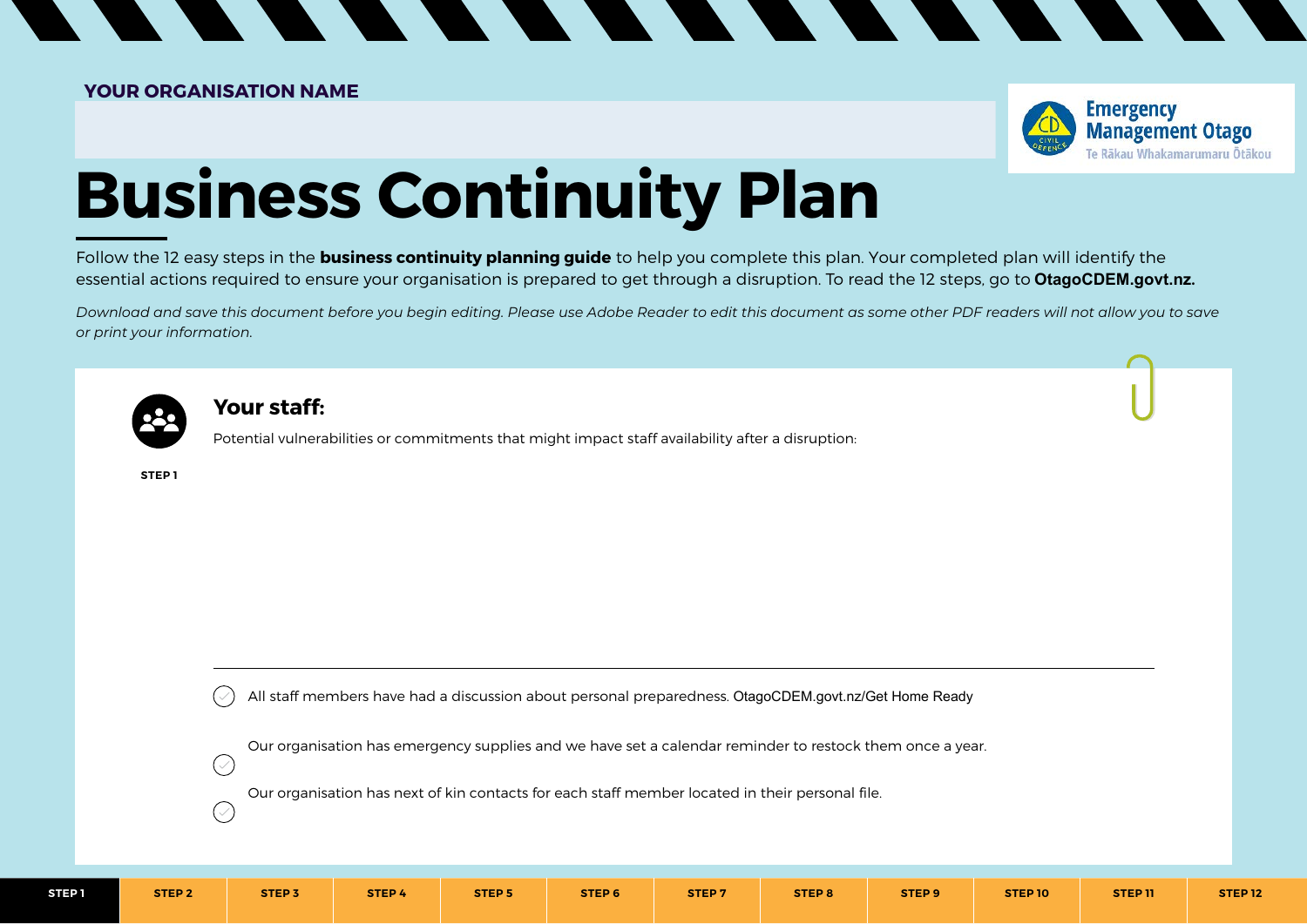**YOUR ORGANISATION NAME**

Emergency Management Otago
Te Rākau Whakamarumaru Ōtākou

# Business Continuity Plan

Follow the 12 easy steps in the **business continuity planning guide** to help you complete this plan. Your completed plan will identify the essential actions required to ensure your organisation is prepared to get through a disruption. To read the 12 steps, go to **OtagoCDEM.govt.nz.**

*Download and save this document before you begin editing. Please use Adobe Reader to edit this document as some other PDF readers will not allow you to save or print your information.*

**STEP 1**

## Your staff:

Potential vulnerabilities or commitments that might impact staff availability after a disruption:

- [ ] All staff members have had a discussion about personal preparedness. OtagoCDEM.govt.nz/Get Home Ready
- [ ] Our organisation has emergency supplies and we have set a calendar reminder to restock them once a year.
- [ ] Our organisation has next of kin contacts for each staff member located in their personal file.

STEP 1 | STEP 2 | STEP 3 | STEP 4 | STEP 5 | STEP 6 | STEP 7 | STEP 8 | STEP 9 | STEP 10 | STEP 11 | STEP 12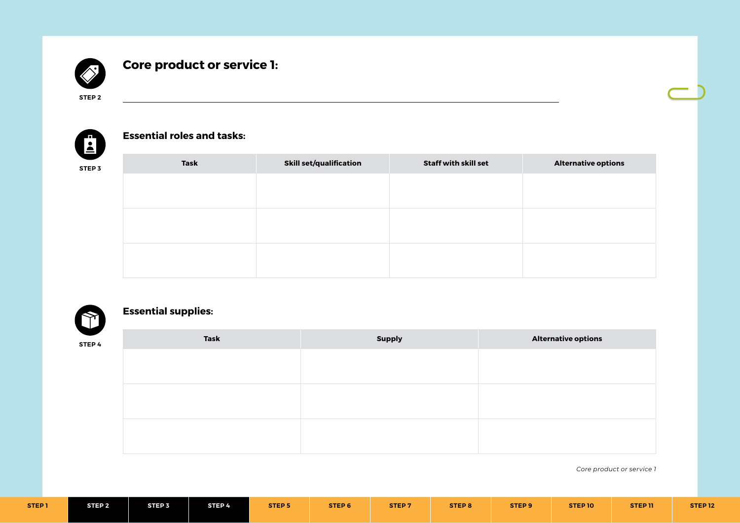STEP 2

## Core product or service 1:

\_\_\_\_\_\_\_\_\_\_\_\_\_\_\_\_\_\_\_\_\_\_\_\_\_\_\_\_\_\_\_\_\_\_\_\_\_\_\_\_\_\_\_\_\_\_\_\_\_\_\_\_\_\_\_\_

STEP 3

### Essential roles and tasks:

| Task | Skill set/qualification | Staff with skill set | Alternative options |
|---|---|---|---|
| | | | |
| | | | |
| | | | |

STEP 4

### Essential supplies:

| Task | Supply | Alternative options |
|---|---|---|
| | | |
| | | |
| | | |

*Core product or service 1*

| STEP 1 | STEP 2 | STEP 3 | STEP 4 | STEP 5 | STEP 6 | STEP 7 | STEP 8 | STEP 9 | STEP 10 | STEP 11 | STEP 12 |
|---|---|---|---|---|---|---|---|---|---|---|---|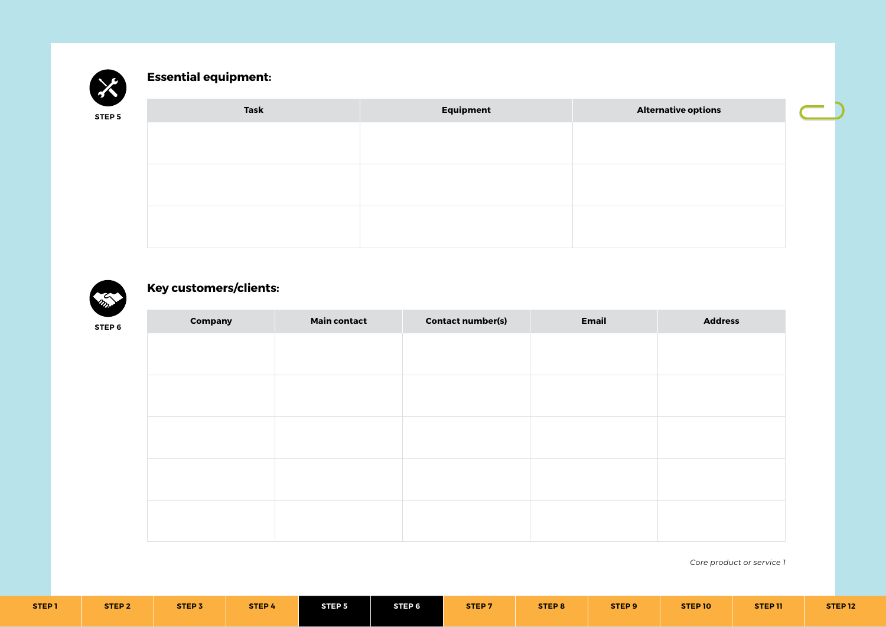STEP 5

## Essential equipment:

| Task | Equipment | Alternative options |
| --- | --- | --- |
| | | |
| | | |
| | | |

STEP 6

## Key customers/clients:

| Company | Main contact | Contact number(s) | Email | Address |
| --- | --- | --- | --- | --- |
| | | | | |
| | | | | |
| | | | | |
| | | | | |
| | | | | |

*Core product or service 1*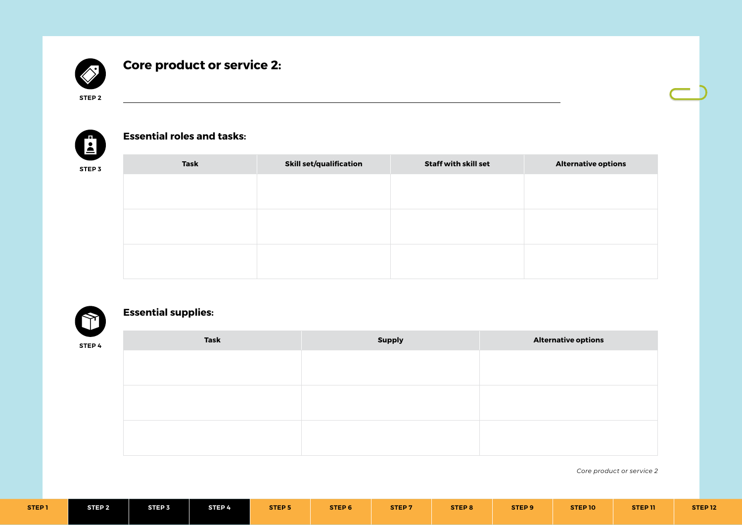STEP 2

## Core product or service 2:

______________________________________________________________________

STEP 3

### Essential roles and tasks:

| Task | Skill set/qualification | Staff with skill set | Alternative options |
|---|---|---|---|
| | | | |
| | | | |
| | | | |

STEP 4

### Essential supplies:

| Task | Supply | Alternative options |
|---|---|---|
| | | |
| | | |
| | | |

*Core product or service 2*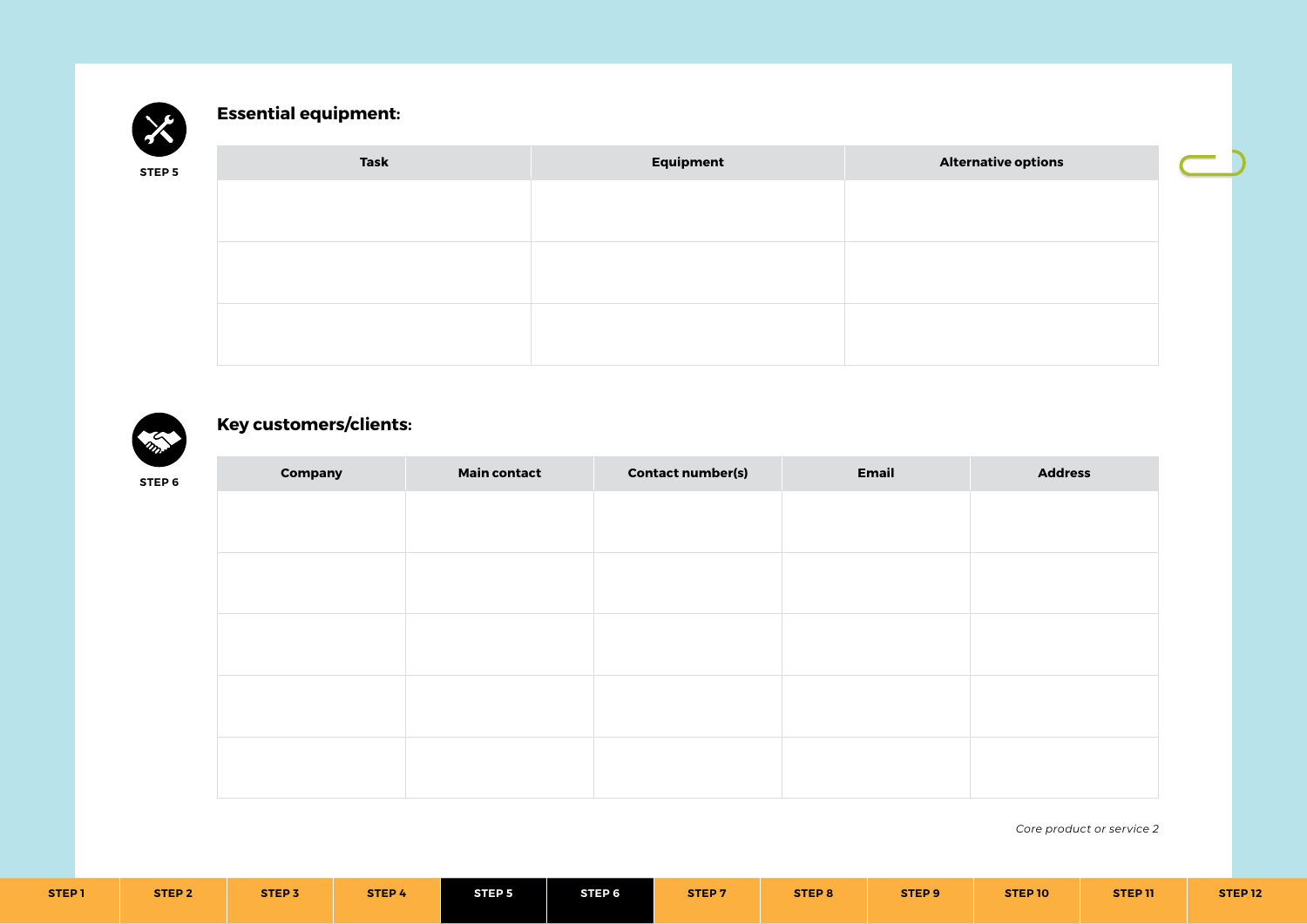STEP 5

## Essential equipment:

| Task | Equipment | Alternative options |
| --- | --- | --- |
| | | |
| | | |
| | | |

STEP 6

## Key customers/clients:

| Company | Main contact | Contact number(s) | Email | Address |
| --- | --- | --- | --- | --- |
| | | | | |
| | | | | |
| | | | | |
| | | | | |
| | | | | |

*Core product or service 2*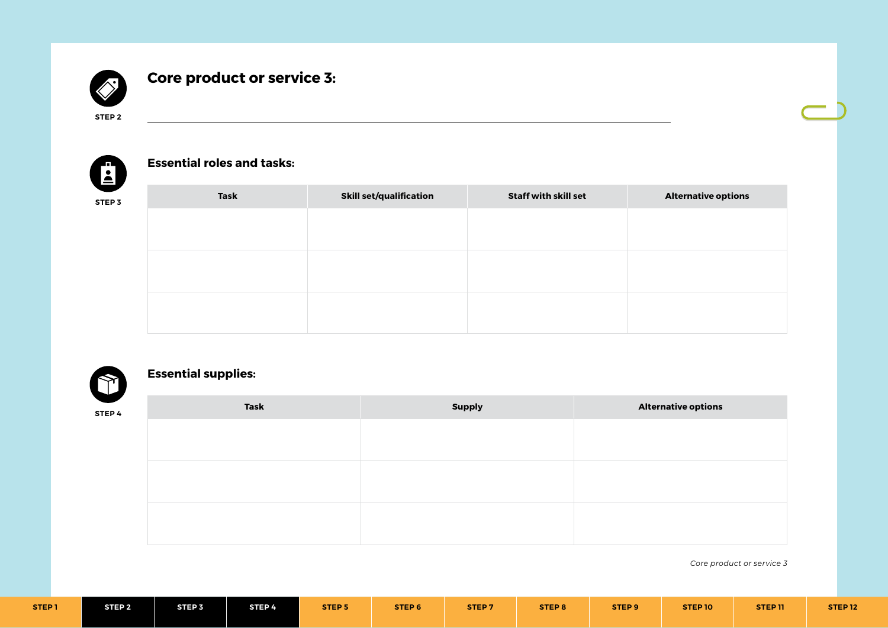STEP 2

## Core product or service 3:

---

STEP 3

### Essential roles and tasks:

| Task | Skill set/qualification | Staff with skill set | Alternative options |
|---|---|---|---|
| | | | |
| | | | |
| | | | |

STEP 4

### Essential supplies:

| Task | Supply | Alternative options |
|---|---|---|
| | | |
| | | |
| | | |

*Core product or service 3*

STEP 1 | STEP 2 | STEP 3 | STEP 4 | STEP 5 | STEP 6 | STEP 7 | STEP 8 | STEP 9 | STEP 10 | STEP 11 | STEP 12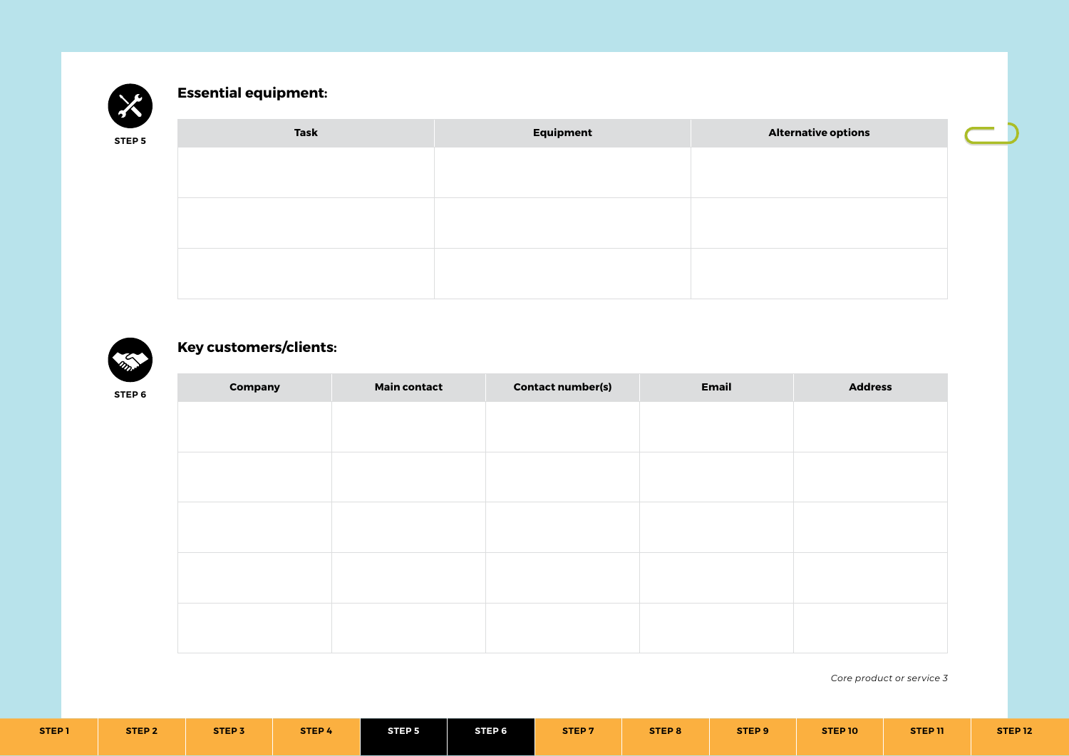STEP 5

## Essential equipment:

| Task | Equipment | Alternative options |
|---|---|---|
| | | |
| | | |
| | | |

STEP 6

## Key customers/clients:

| Company | Main contact | Contact number(s) | Email | Address |
|---|---|---|---|---|
| | | | | |
| | | | | |
| | | | | |
| | | | | |
| | | | | |

*Core product or service 3*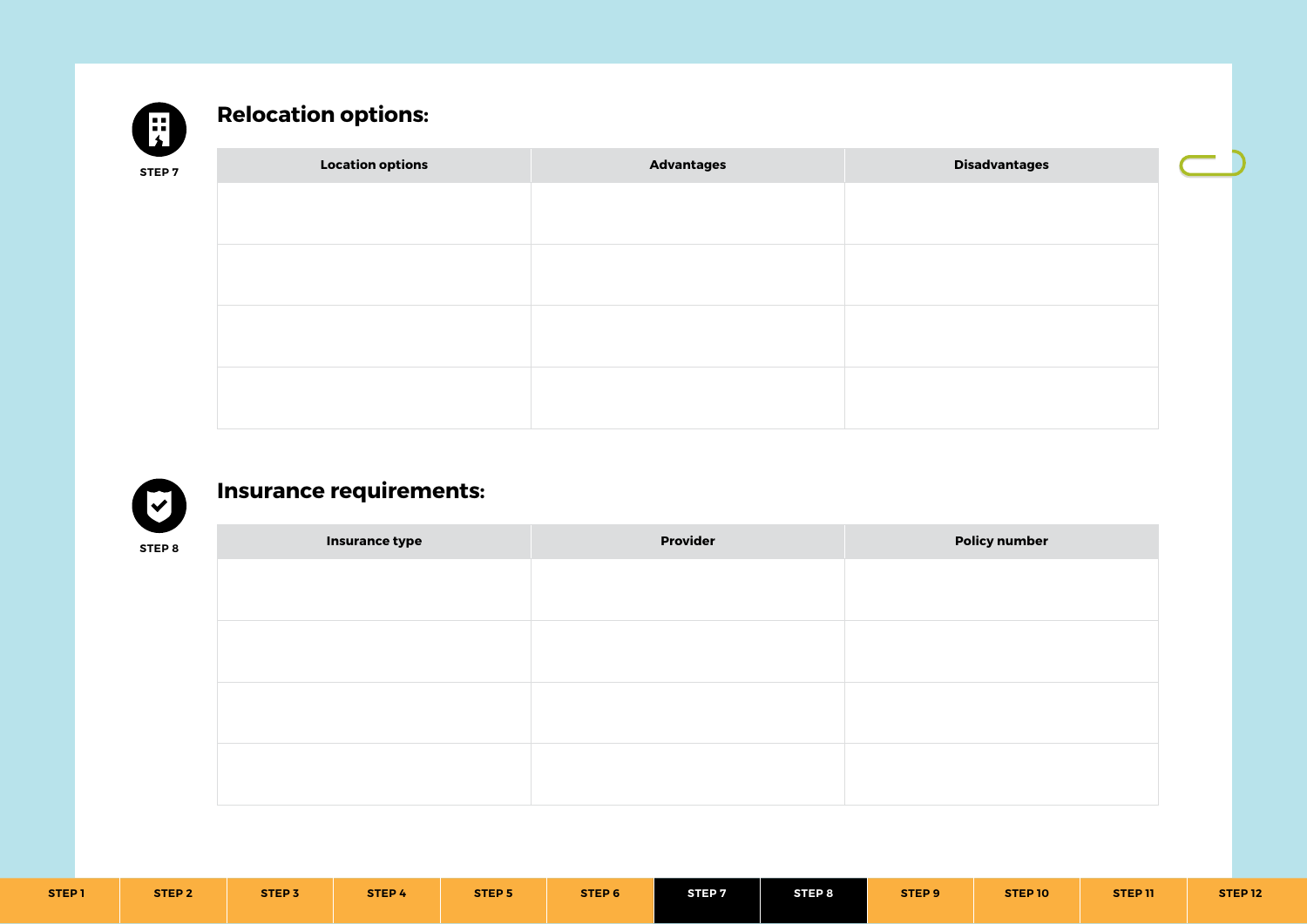STEP 7

## Relocation options:

| Location options | Advantages | Disadvantages |
| --- | --- | --- |
| | | |
| | | |
| | | |
| | | |

STEP 8

## Insurance requirements:

| Insurance type | Provider | Policy number |
| --- | --- | --- |
| | | |
| | | |
| | | |
| | | |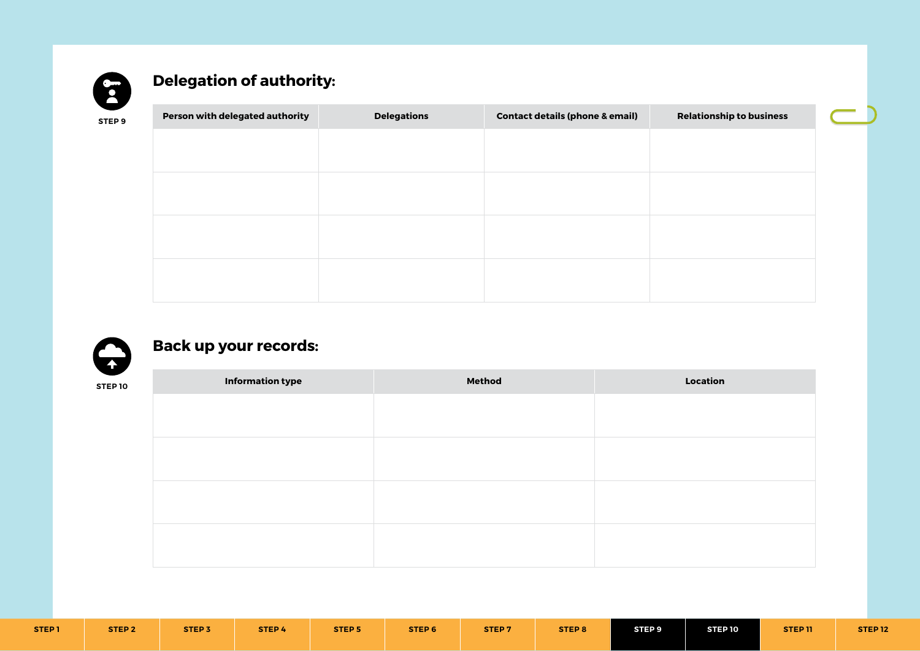STEP 9

## Delegation of authority:

| Person with delegated authority | Delegations | Contact details (phone & email) | Relationship to business |
|---|---|---|---|
| | | | |
| | | | |
| | | | |
| | | | |

STEP 10

## Back up your records:

| Information type | Method | Location |
|---|---|---|
| | | |
| | | |
| | | |
| | | |

STEP 1 | STEP 2 | STEP 3 | STEP 4 | STEP 5 | STEP 6 | STEP 7 | STEP 8 | STEP 9 | STEP 10 | STEP 11 | STEP 12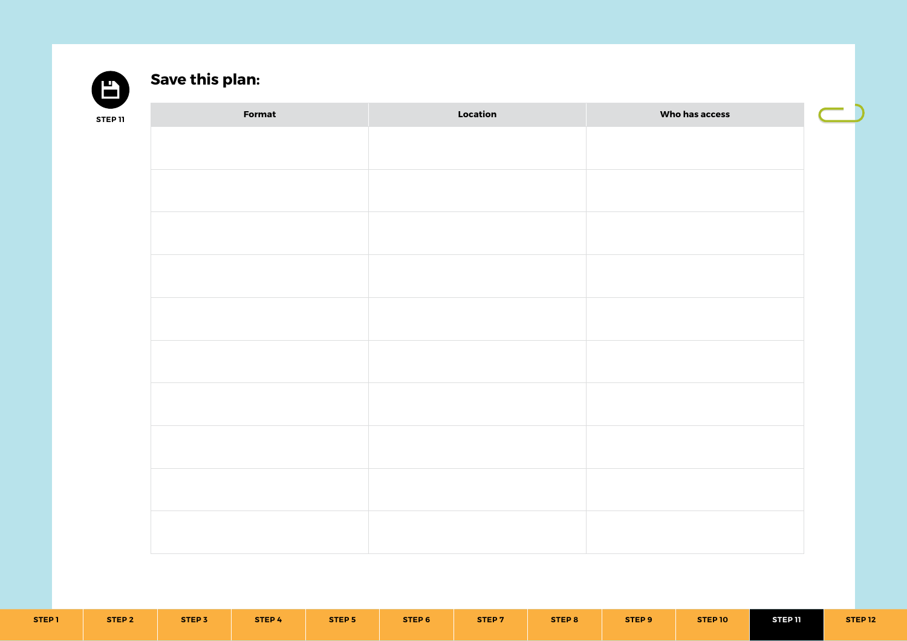STEP 11

## Save this plan:

| Format | Location | Who has access |
|---|---|---|
| | | |
| | | |
| | | |
| | | |
| | | |
| | | |
| | | |
| | | |
| | | |
| | | |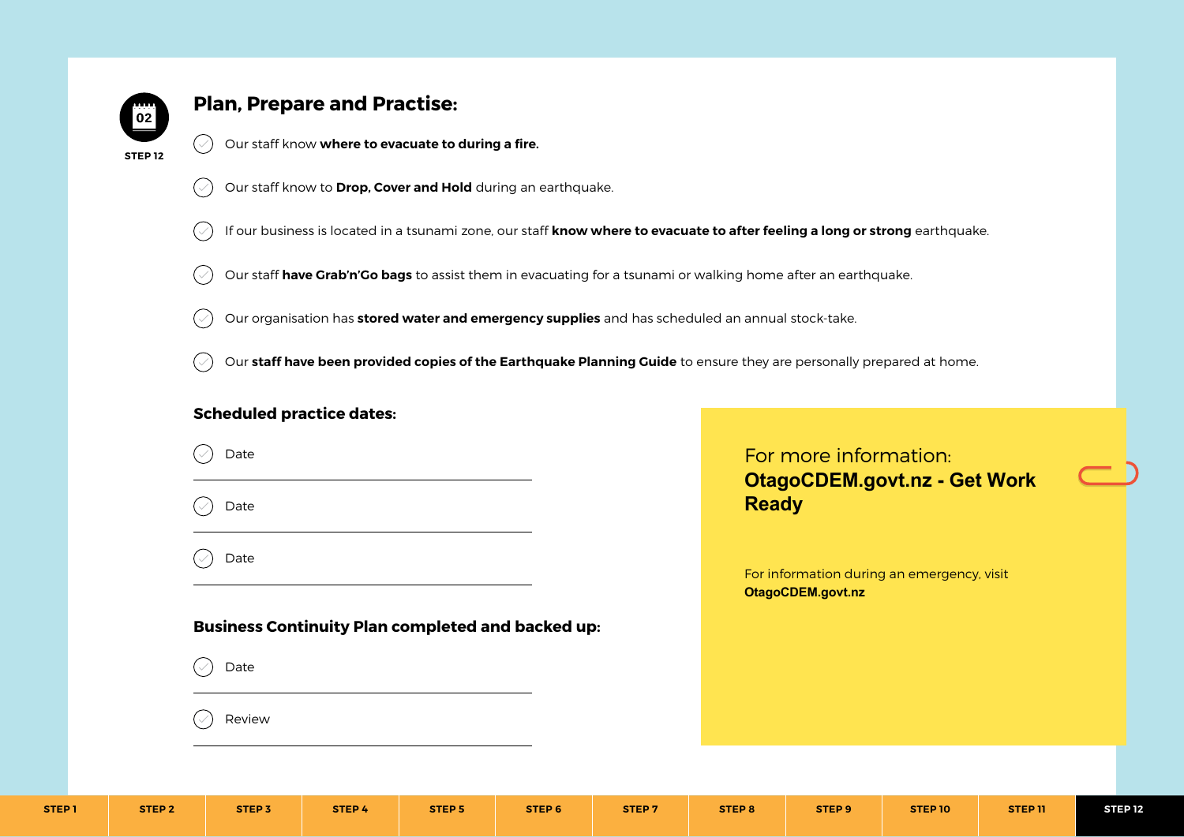STEP 12

## Plan, Prepare and Practise:

- Our staff know **where to evacuate to during a fire.**
- Our staff know to **Drop, Cover and Hold** during an earthquake.
- If our business is located in a tsunami zone, our staff **know where to evacuate to after feeling a long or strong** earthquake.
- Our staff **have Grab'n'Go bags** to assist them in evacuating for a tsunami or walking home after an earthquake.
- Our organisation has **stored water and emergency supplies** and has scheduled an annual stock-take.
- Our **staff have been provided copies of the Earthquake Planning Guide** to ensure they are personally prepared at home.

### Scheduled practice dates:

- Date ____________________
- Date ____________________
- Date ____________________

### Business Continuity Plan completed and backed up:

- Date ____________________
- Review ____________________

For more information:
**OtagoCDEM.govt.nz - Get Work Ready**

For information during an emergency, visit
**OtagoCDEM.govt.nz**